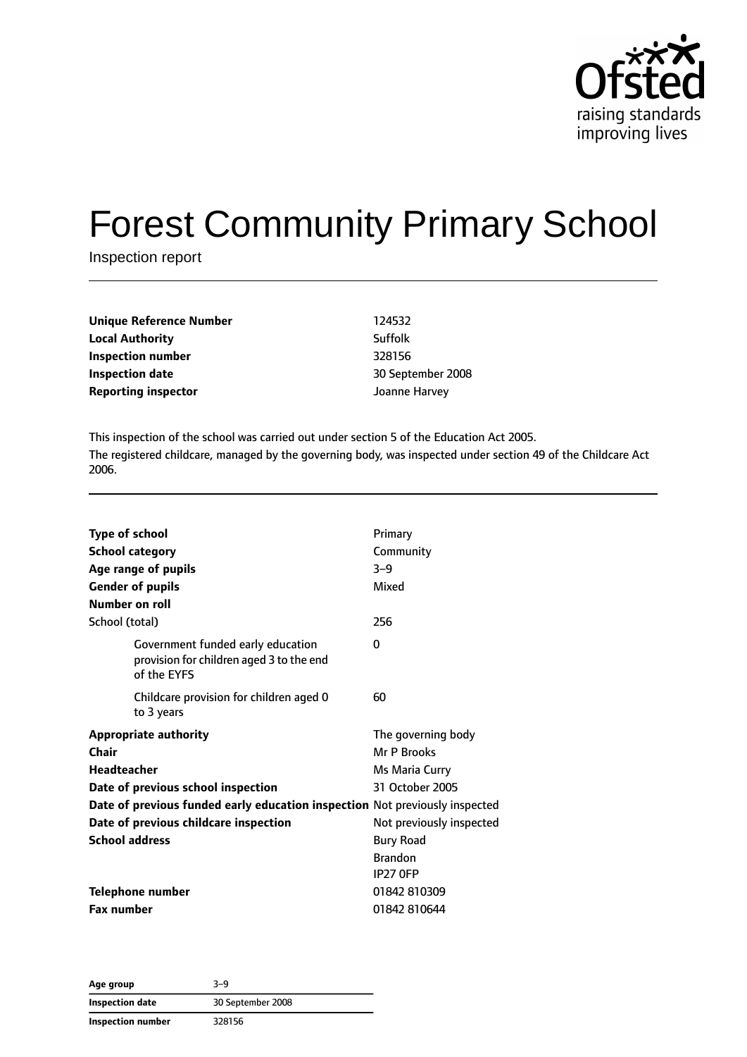# Forest Community Primary School

Inspection report

| | |
|---|---|
| **Unique Reference Number** | 124532 |
| **Local Authority** | Suffolk |
| **Inspection number** | 328156 |
| **Inspection date** | 30 September 2008 |
| **Reporting inspector** | Joanne Harvey |

This inspection of the school was carried out under section 5 of the Education Act 2005.

The registered childcare, managed by the governing body, was inspected under section 49 of the Childcare Act 2006.

| | |
|---|---|
| **Type of school** | Primary |
| **School category** | Community |
| **Age range of pupils** | 3–9 |
| **Gender of pupils** | Mixed |
| **Number on roll** | |
| School (total) | 256 |
| Government funded early education provision for children aged 3 to the end of the EYFS | 0 |
| Childcare provision for children aged 0 to 3 years | 60 |
| **Appropriate authority** | The governing body |
| **Chair** | Mr P Brooks |
| **Headteacher** | Ms Maria Curry |
| **Date of previous school inspection** | 31 October 2005 |
| **Date of previous funded early education inspection** | Not previously inspected |
| **Date of previous childcare inspection** | Not previously inspected |
| **School address** | Bury Road<br>Brandon<br>IP27 0FP |
| **Telephone number** | 01842 810309 |
| **Fax number** | 01842 810644 |

| | |
|---|---|
| **Age group** | 3–9 |
| **Inspection date** | 30 September 2008 |
| **Inspection number** | 328156 |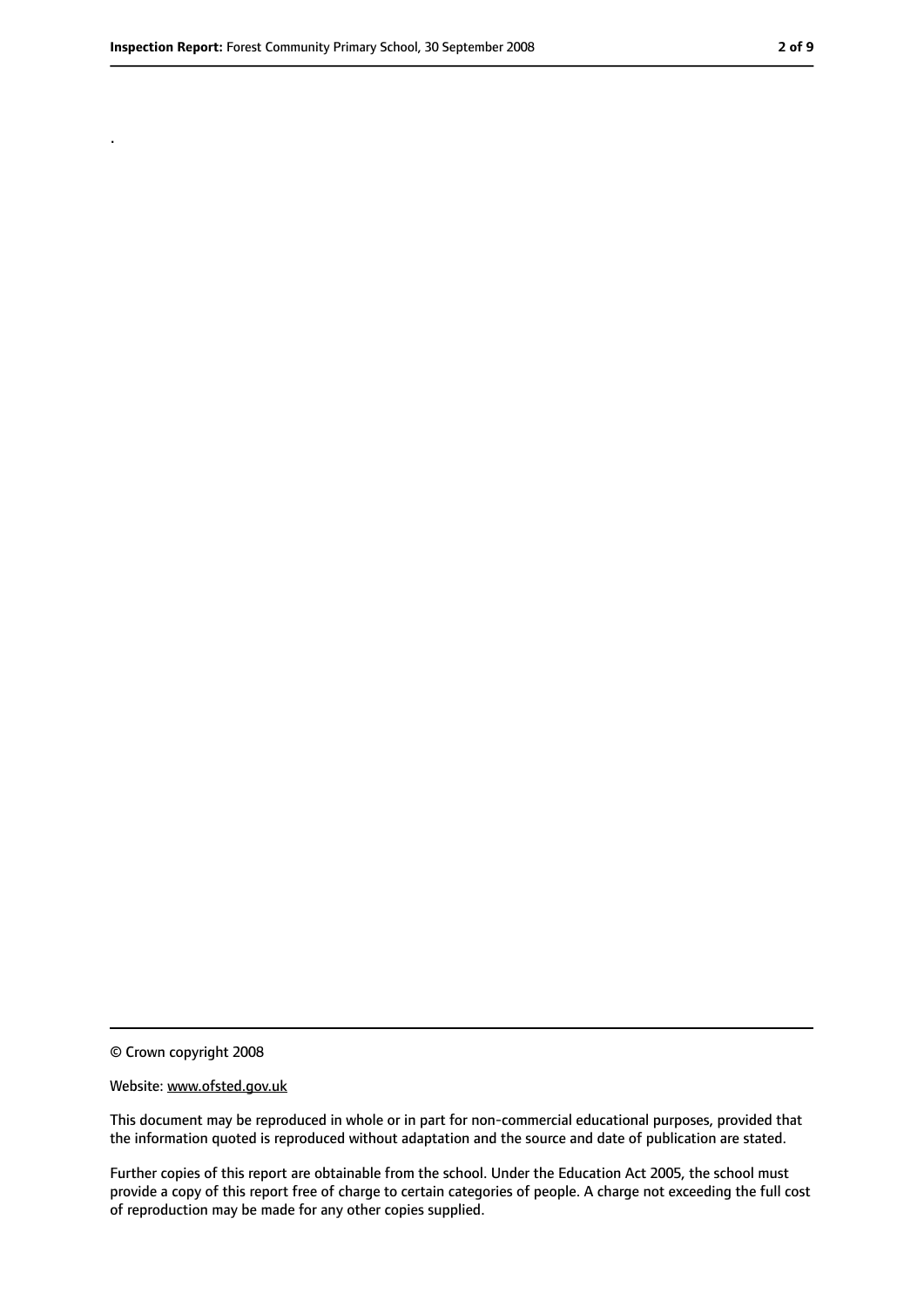.

© Crown copyright 2008

Website: www.ofsted.gov.uk

This document may be reproduced in whole or in part for non-commercial educational purposes, provided that the information quoted is reproduced without adaptation and the source and date of publication are stated.

Further copies of this report are obtainable from the school. Under the Education Act 2005, the school must provide a copy of this report free of charge to certain categories of people. A charge not exceeding the full cost of reproduction may be made for any other copies supplied.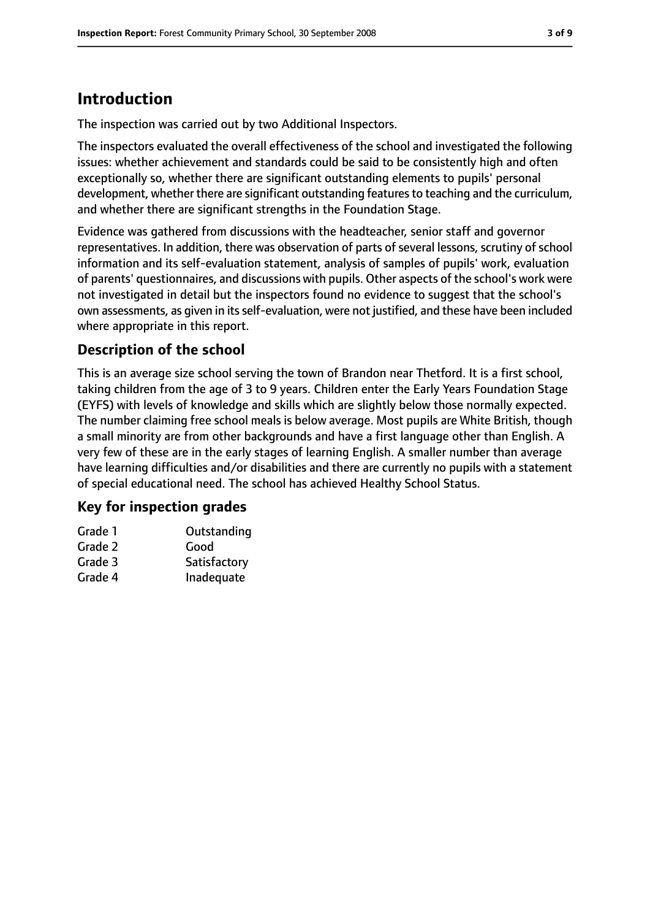# Introduction

The inspection was carried out by two Additional Inspectors.

The inspectors evaluated the overall effectiveness of the school and investigated the following issues: whether achievement and standards could be said to be consistently high and often exceptionally so, whether there are significant outstanding elements to pupils' personal development, whether there are significant outstanding features to teaching and the curriculum, and whether there are significant strengths in the Foundation Stage.

Evidence was gathered from discussions with the headteacher, senior staff and governor representatives. In addition, there was observation of parts of several lessons, scrutiny of school information and its self-evaluation statement, analysis of samples of pupils' work, evaluation of parents' questionnaires, and discussions with pupils. Other aspects of the school's work were not investigated in detail but the inspectors found no evidence to suggest that the school's own assessments, as given in its self-evaluation, were not justified, and these have been included where appropriate in this report.

## Description of the school

This is an average size school serving the town of Brandon near Thetford. It is a first school, taking children from the age of 3 to 9 years. Children enter the Early Years Foundation Stage (EYFS) with levels of knowledge and skills which are slightly below those normally expected. The number claiming free school meals is below average. Most pupils are White British, though a small minority are from other backgrounds and have a first language other than English. A very few of these are in the early stages of learning English. A smaller number than average have learning difficulties and/or disabilities and there are currently no pupils with a statement of special educational need. The school has achieved Healthy School Status.

## Key for inspection grades

| | |
|---|---|
| Grade 1 | Outstanding |
| Grade 2 | Good |
| Grade 3 | Satisfactory |
| Grade 4 | Inadequate |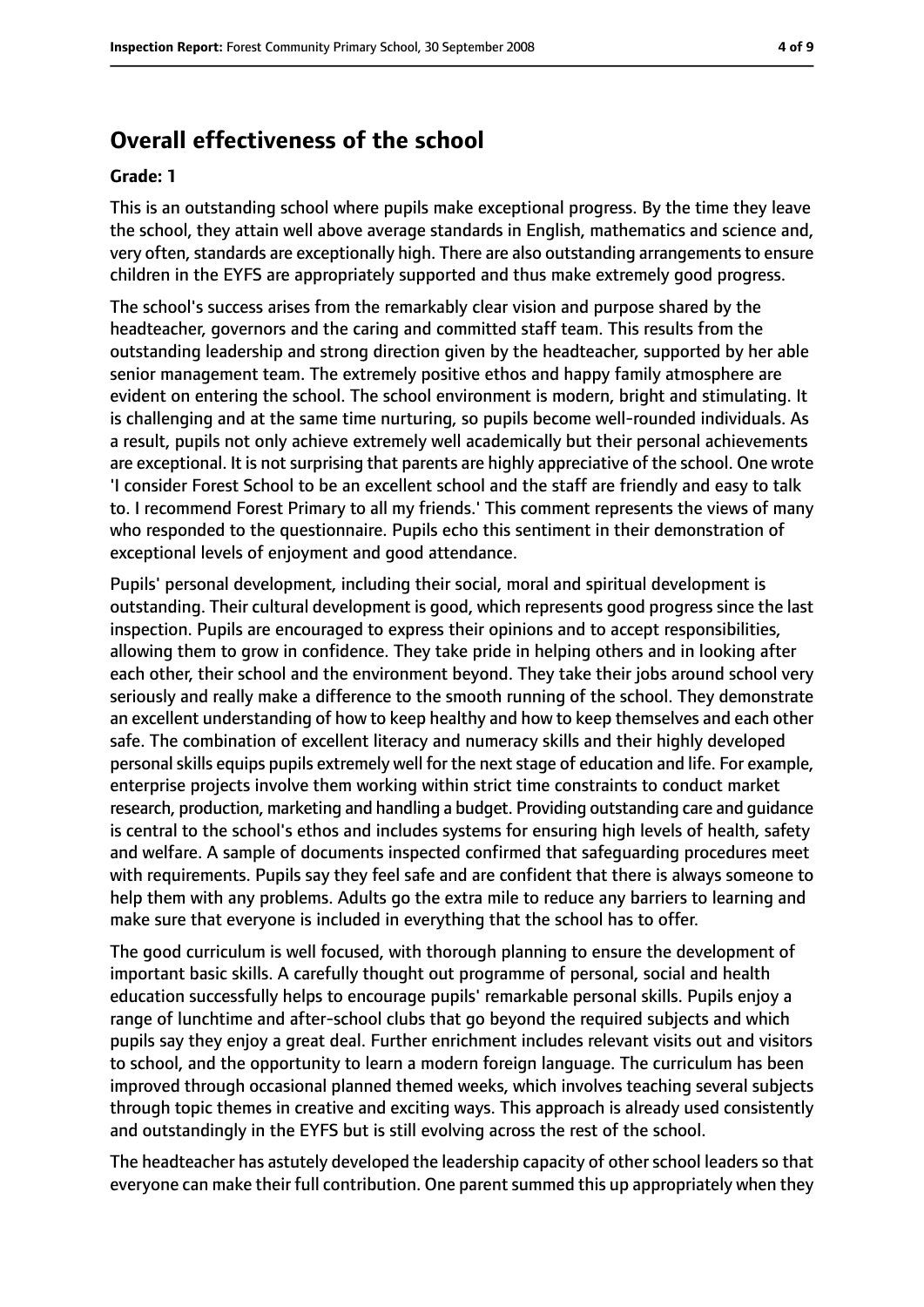## Overall effectiveness of the school

**Grade: 1**

This is an outstanding school where pupils make exceptional progress. By the time they leave the school, they attain well above average standards in English, mathematics and science and, very often, standards are exceptionally high. There are also outstanding arrangements to ensure children in the EYFS are appropriately supported and thus make extremely good progress.

The school's success arises from the remarkably clear vision and purpose shared by the headteacher, governors and the caring and committed staff team. This results from the outstanding leadership and strong direction given by the headteacher, supported by her able senior management team. The extremely positive ethos and happy family atmosphere are evident on entering the school. The school environment is modern, bright and stimulating. It is challenging and at the same time nurturing, so pupils become well-rounded individuals. As a result, pupils not only achieve extremely well academically but their personal achievements are exceptional. It is not surprising that parents are highly appreciative of the school. One wrote 'I consider Forest School to be an excellent school and the staff are friendly and easy to talk to. I recommend Forest Primary to all my friends.' This comment represents the views of many who responded to the questionnaire. Pupils echo this sentiment in their demonstration of exceptional levels of enjoyment and good attendance.

Pupils' personal development, including their social, moral and spiritual development is outstanding. Their cultural development is good, which represents good progress since the last inspection. Pupils are encouraged to express their opinions and to accept responsibilities, allowing them to grow in confidence. They take pride in helping others and in looking after each other, their school and the environment beyond. They take their jobs around school very seriously and really make a difference to the smooth running of the school. They demonstrate an excellent understanding of how to keep healthy and how to keep themselves and each other safe. The combination of excellent literacy and numeracy skills and their highly developed personal skills equips pupils extremely well for the next stage of education and life. For example, enterprise projects involve them working within strict time constraints to conduct market research, production, marketing and handling a budget. Providing outstanding care and guidance is central to the school's ethos and includes systems for ensuring high levels of health, safety and welfare. A sample of documents inspected confirmed that safeguarding procedures meet with requirements. Pupils say they feel safe and are confident that there is always someone to help them with any problems. Adults go the extra mile to reduce any barriers to learning and make sure that everyone is included in everything that the school has to offer.

The good curriculum is well focused, with thorough planning to ensure the development of important basic skills. A carefully thought out programme of personal, social and health education successfully helps to encourage pupils' remarkable personal skills. Pupils enjoy a range of lunchtime and after-school clubs that go beyond the required subjects and which pupils say they enjoy a great deal. Further enrichment includes relevant visits out and visitors to school, and the opportunity to learn a modern foreign language. The curriculum has been improved through occasional planned themed weeks, which involves teaching several subjects through topic themes in creative and exciting ways. This approach is already used consistently and outstandingly in the EYFS but is still evolving across the rest of the school.

The headteacher has astutely developed the leadership capacity of other school leaders so that everyone can make their full contribution. One parent summed this up appropriately when they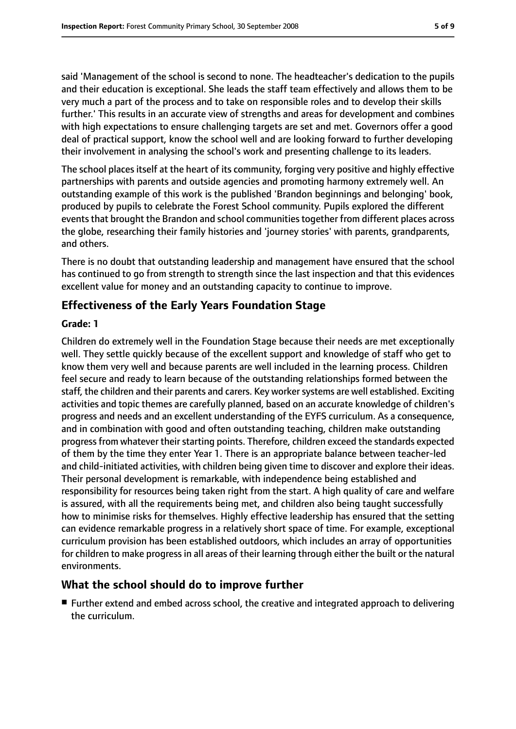said 'Management of the school is second to none. The headteacher's dedication to the pupils and their education is exceptional. She leads the staff team effectively and allows them to be very much a part of the process and to take on responsible roles and to develop their skills further.' This results in an accurate view of strengths and areas for development and combines with high expectations to ensure challenging targets are set and met. Governors offer a good deal of practical support, know the school well and are looking forward to further developing their involvement in analysing the school's work and presenting challenge to its leaders.

The school places itself at the heart of its community, forging very positive and highly effective partnerships with parents and outside agencies and promoting harmony extremely well. An outstanding example of this work is the published 'Brandon beginnings and belonging' book, produced by pupils to celebrate the Forest School community. Pupils explored the different events that brought the Brandon and school communities together from different places across the globe, researching their family histories and 'journey stories' with parents, grandparents, and others.

There is no doubt that outstanding leadership and management have ensured that the school has continued to go from strength to strength since the last inspection and that this evidences excellent value for money and an outstanding capacity to continue to improve.

## Effectiveness of the Early Years Foundation Stage

**Grade: 1**

Children do extremely well in the Foundation Stage because their needs are met exceptionally well. They settle quickly because of the excellent support and knowledge of staff who get to know them very well and because parents are well included in the learning process. Children feel secure and ready to learn because of the outstanding relationships formed between the staff, the children and their parents and carers. Key worker systems are well established. Exciting activities and topic themes are carefully planned, based on an accurate knowledge of children's progress and needs and an excellent understanding of the EYFS curriculum. As a consequence, and in combination with good and often outstanding teaching, children make outstanding progress from whatever their starting points. Therefore, children exceed the standards expected of them by the time they enter Year 1. There is an appropriate balance between teacher-led and child-initiated activities, with children being given time to discover and explore their ideas. Their personal development is remarkable, with independence being established and responsibility for resources being taken right from the start. A high quality of care and welfare is assured, with all the requirements being met, and children also being taught successfully how to minimise risks for themselves. Highly effective leadership has ensured that the setting can evidence remarkable progress in a relatively short space of time. For example, exceptional curriculum provision has been established outdoors, which includes an array of opportunities for children to make progress in all areas of their learning through either the built or the natural environments.

## What the school should do to improve further

- Further extend and embed across school, the creative and integrated approach to delivering the curriculum.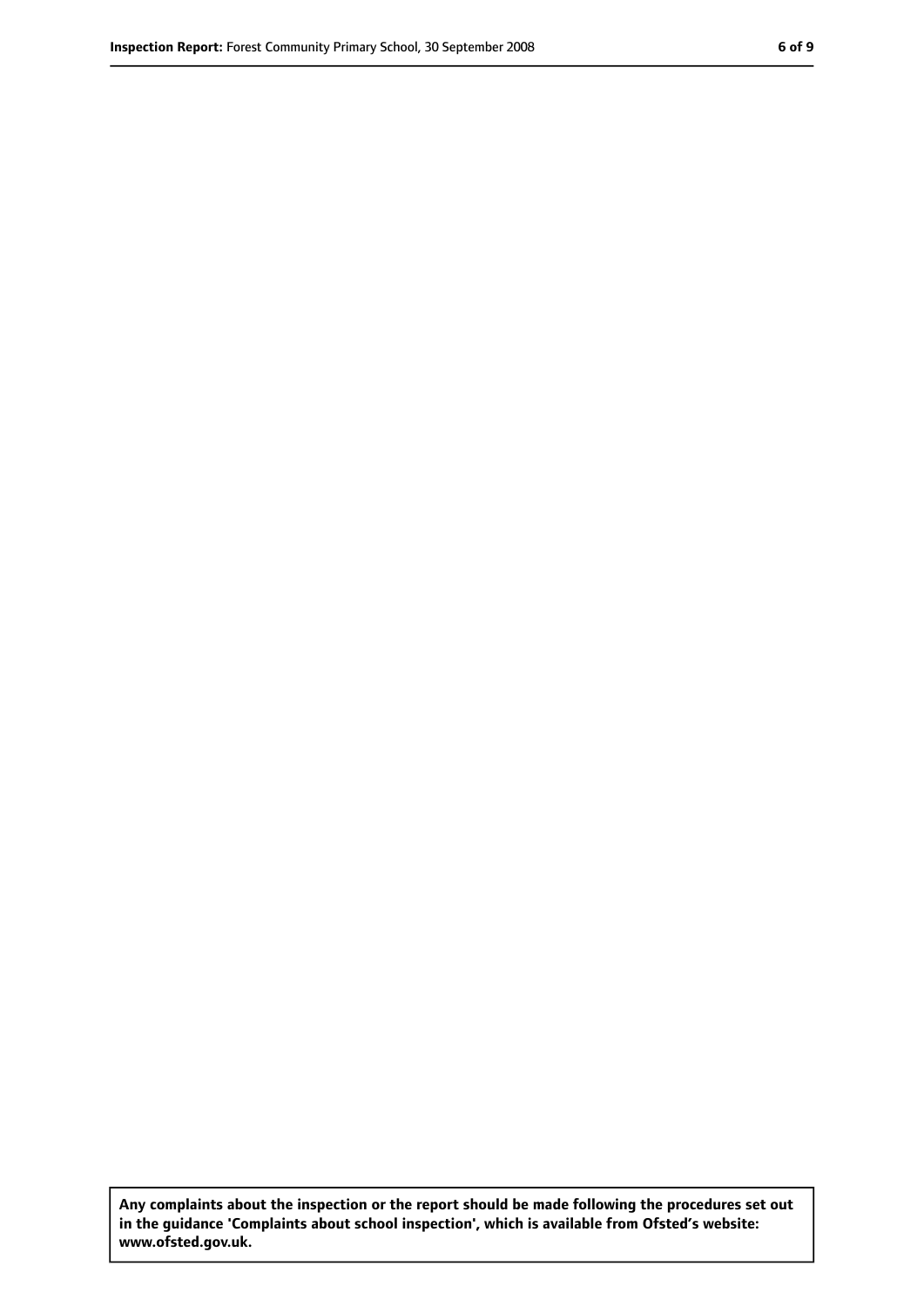**Any complaints about the inspection or the report should be made following the procedures set out in the guidance 'Complaints about school inspection', which is available from Ofsted's website: www.ofsted.gov.uk.**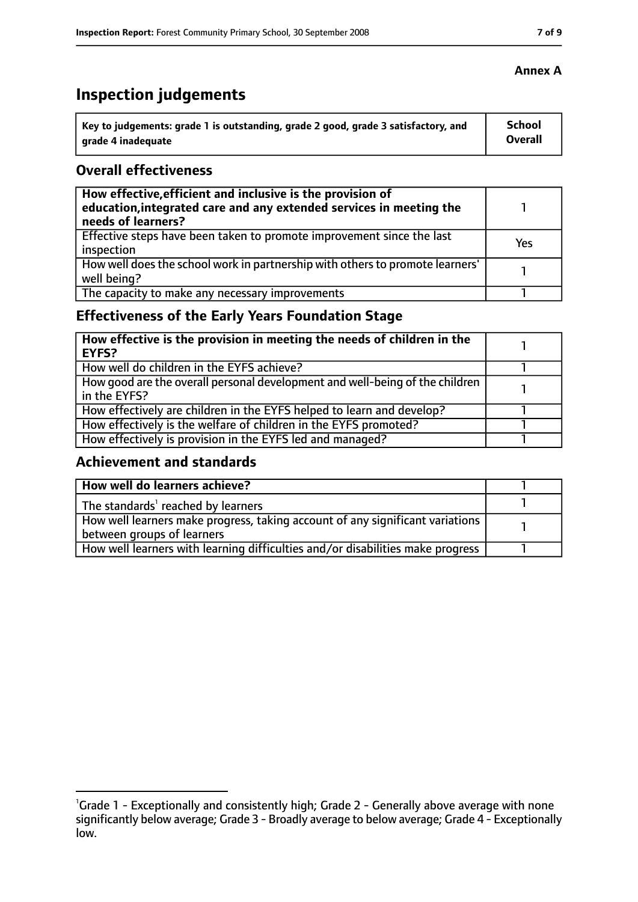**Annex A**

# Inspection judgements

| Key to judgements: grade 1 is outstanding, grade 2 good, grade 3 satisfactory, and grade 4 inadequate | School Overall |
|---|---|

## Overall effectiveness

| | |
|---|---|
| **How effective, efficient and inclusive is the provision of education, integrated care and any extended services in meeting the needs of learners?** | 1 |
| Effective steps have been taken to promote improvement since the last inspection | Yes |
| How well does the school work in partnership with others to promote learners' well being? | 1 |
| The capacity to make any necessary improvements | 1 |

## Effectiveness of the Early Years Foundation Stage

| | |
|---|---|
| **How effective is the provision in meeting the needs of children in the EYFS?** | 1 |
| How well do children in the EYFS achieve? | 1 |
| How good are the overall personal development and well-being of the children in the EYFS? | 1 |
| How effectively are children in the EYFS helped to learn and develop? | 1 |
| How effectively is the welfare of children in the EYFS promoted? | 1 |
| How effectively is provision in the EYFS led and managed? | 1 |

## Achievement and standards

| | |
|---|---|
| **How well do learners achieve?** | 1 |
| The standards[1] reached by learners | 1 |
| How well learners make progress, taking account of any significant variations between groups of learners | 1 |
| How well learners with learning difficulties and/or disabilities make progress | 1 |

[1]Grade 1 - Exceptionally and consistently high; Grade 2 - Generally above average with none significantly below average; Grade 3 - Broadly average to below average; Grade 4 - Exceptionally low.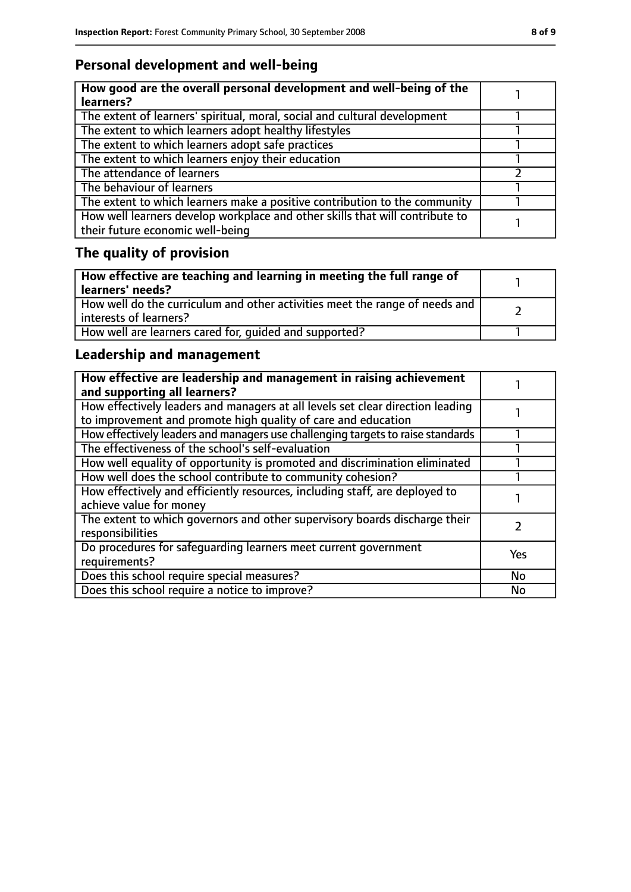## Personal development and well-being

| How good are the overall personal development and well-being of the learners? | 1 |
|---|---|
| The extent of learners' spiritual, moral, social and cultural development | 1 |
| The extent to which learners adopt healthy lifestyles | 1 |
| The extent to which learners adopt safe practices | 1 |
| The extent to which learners enjoy their education | 1 |
| The attendance of learners | 2 |
| The behaviour of learners | 1 |
| The extent to which learners make a positive contribution to the community | 1 |
| How well learners develop workplace and other skills that will contribute to their future economic well-being | 1 |

## The quality of provision

| How effective are teaching and learning in meeting the full range of learners' needs? | 1 |
|---|---|
| How well do the curriculum and other activities meet the range of needs and interests of learners? | 2 |
| How well are learners cared for, guided and supported? | 1 |

## Leadership and management

| How effective are leadership and management in raising achievement and supporting all learners? | 1 |
|---|---|
| How effectively leaders and managers at all levels set clear direction leading to improvement and promote high quality of care and education | 1 |
| How effectively leaders and managers use challenging targets to raise standards | 1 |
| The effectiveness of the school's self-evaluation | 1 |
| How well equality of opportunity is promoted and discrimination eliminated | 1 |
| How well does the school contribute to community cohesion? | 1 |
| How effectively and efficiently resources, including staff, are deployed to achieve value for money | 1 |
| The extent to which governors and other supervisory boards discharge their responsibilities | 2 |
| Do procedures for safeguarding learners meet current government requirements? | Yes |
| Does this school require special measures? | No |
| Does this school require a notice to improve? | No |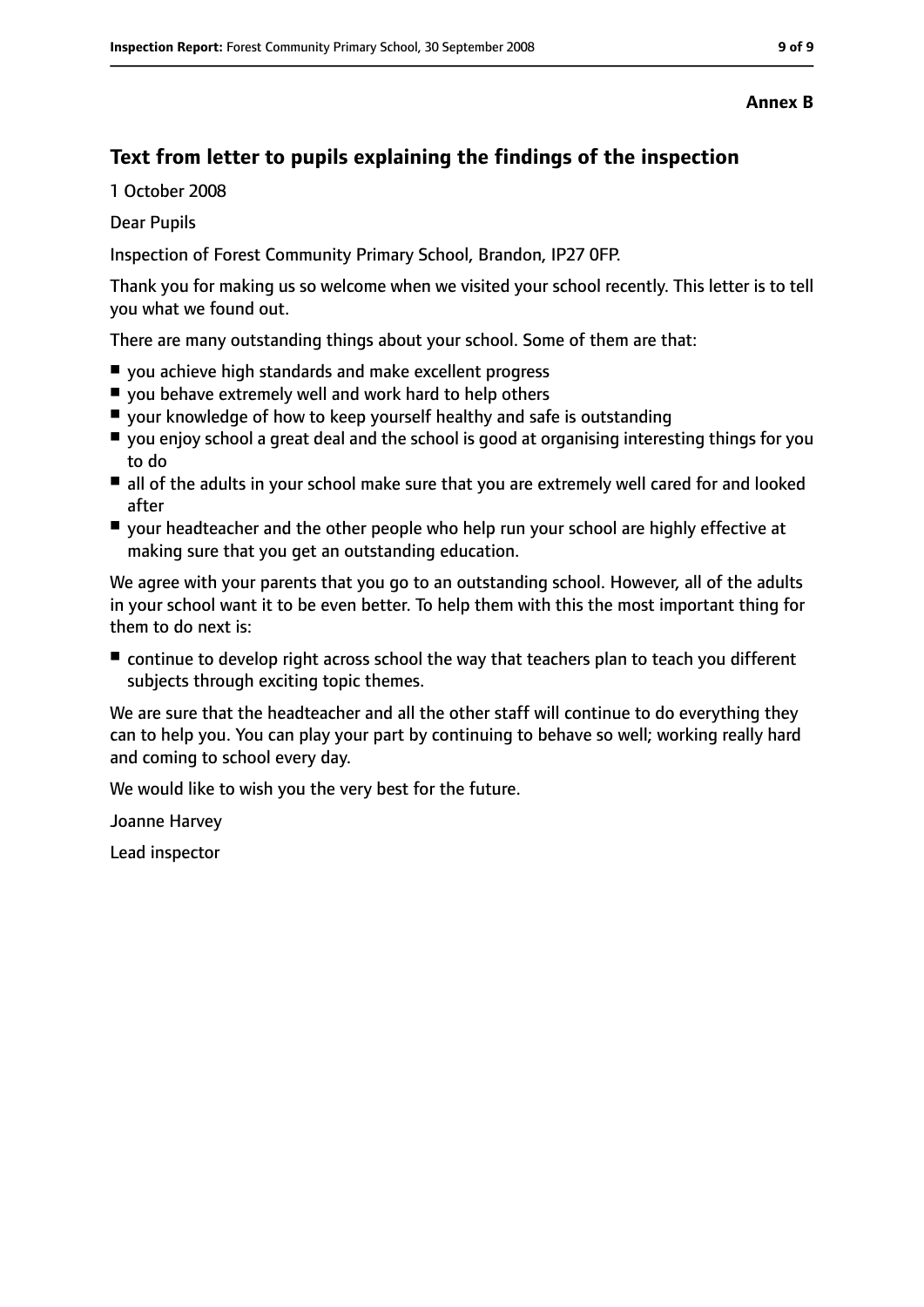**Annex B**

## Text from letter to pupils explaining the findings of the inspection

1 October 2008

Dear Pupils

Inspection of Forest Community Primary School, Brandon, IP27 0FP.

Thank you for making us so welcome when we visited your school recently. This letter is to tell you what we found out.

There are many outstanding things about your school. Some of them are that:

- you achieve high standards and make excellent progress
- you behave extremely well and work hard to help others
- your knowledge of how to keep yourself healthy and safe is outstanding
- you enjoy school a great deal and the school is good at organising interesting things for you to do
- all of the adults in your school make sure that you are extremely well cared for and looked after
- your headteacher and the other people who help run your school are highly effective at making sure that you get an outstanding education.

We agree with your parents that you go to an outstanding school. However, all of the adults in your school want it to be even better. To help them with this the most important thing for them to do next is:

- continue to develop right across school the way that teachers plan to teach you different subjects through exciting topic themes.

We are sure that the headteacher and all the other staff will continue to do everything they can to help you. You can play your part by continuing to behave so well; working really hard and coming to school every day.

We would like to wish you the very best for the future.

Joanne Harvey

Lead inspector